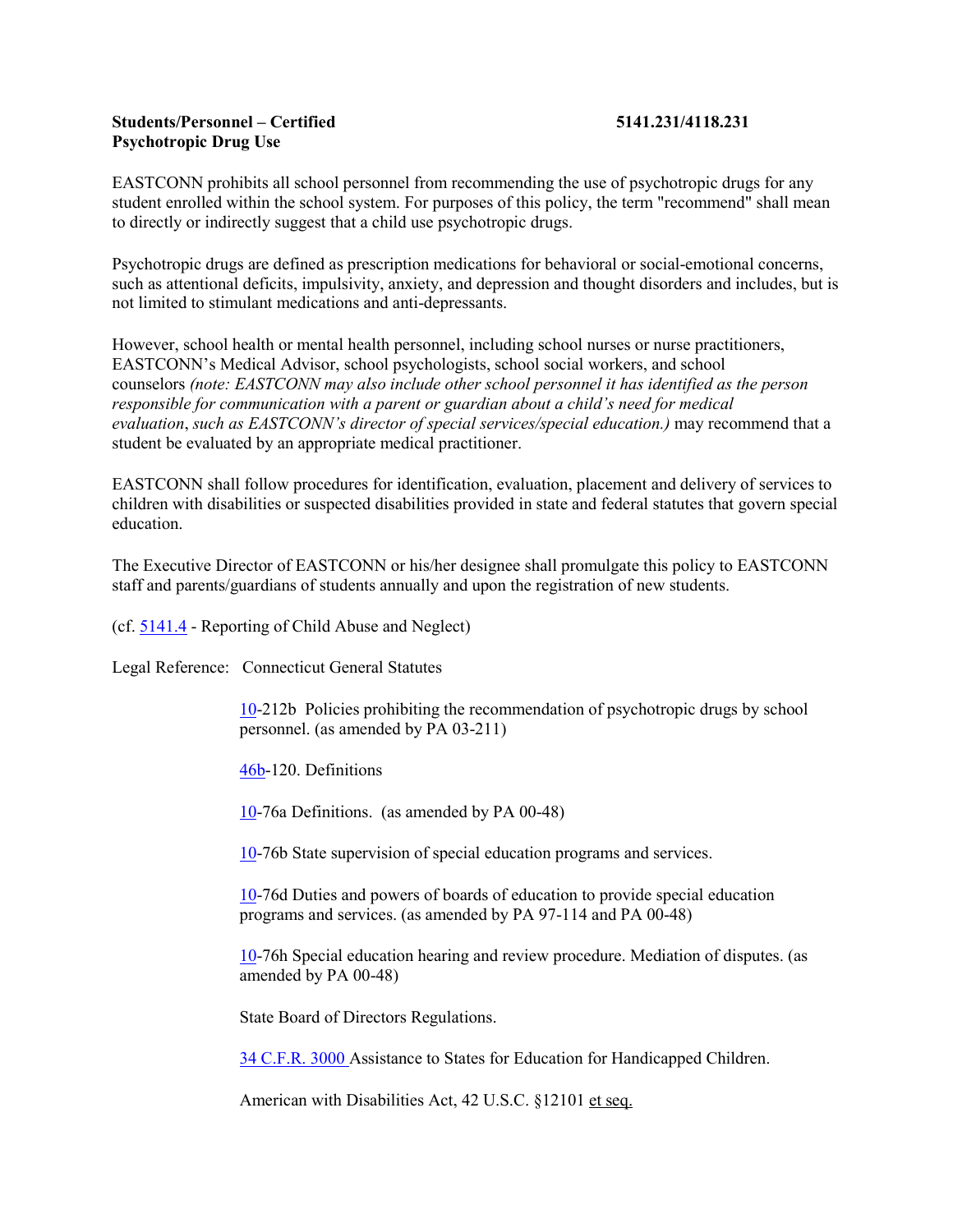**Students/Personnel – Certified** **5141.231/4118.231**
**Psychotropic Drug Use**

EASTCONN prohibits all school personnel from recommending the use of psychotropic drugs for any student enrolled within the school system. For purposes of this policy, the term "recommend" shall mean to directly or indirectly suggest that a child use psychotropic drugs.

Psychotropic drugs are defined as prescription medications for behavioral or social-emotional concerns, such as attentional deficits, impulsivity, anxiety, and depression and thought disorders and includes, but is not limited to stimulant medications and anti-depressants.

However, school health or mental health personnel, including school nurses or nurse practitioners, EASTCONN's Medical Advisor, school psychologists, school social workers, and school counselors *(note: EASTCONN may also include other school personnel it has identified as the person responsible for communication with a parent or guardian about a child's need for medical evaluation, such as EASTCONN's director of special services/special education.)* may recommend that a student be evaluated by an appropriate medical practitioner.

EASTCONN shall follow procedures for identification, evaluation, placement and delivery of services to children with disabilities or suspected disabilities provided in state and federal statutes that govern special education.

The Executive Director of EASTCONN or his/her designee shall promulgate this policy to EASTCONN staff and parents/guardians of students annually and upon the registration of new students.

(cf. 5141.4 - Reporting of Child Abuse and Neglect)

Legal Reference: Connecticut General Statutes

10-212b Policies prohibiting the recommendation of psychotropic drugs by school personnel. (as amended by PA 03-211)

46b-120. Definitions

10-76a Definitions. (as amended by PA 00-48)

10-76b State supervision of special education programs and services.

10-76d Duties and powers of boards of education to provide special education programs and services. (as amended by PA 97-114 and PA 00-48)

10-76h Special education hearing and review procedure. Mediation of disputes. (as amended by PA 00-48)

State Board of Directors Regulations.

34 C.F.R. 3000 Assistance to States for Education for Handicapped Children.

American with Disabilities Act, 42 U.S.C. §12101 et seq.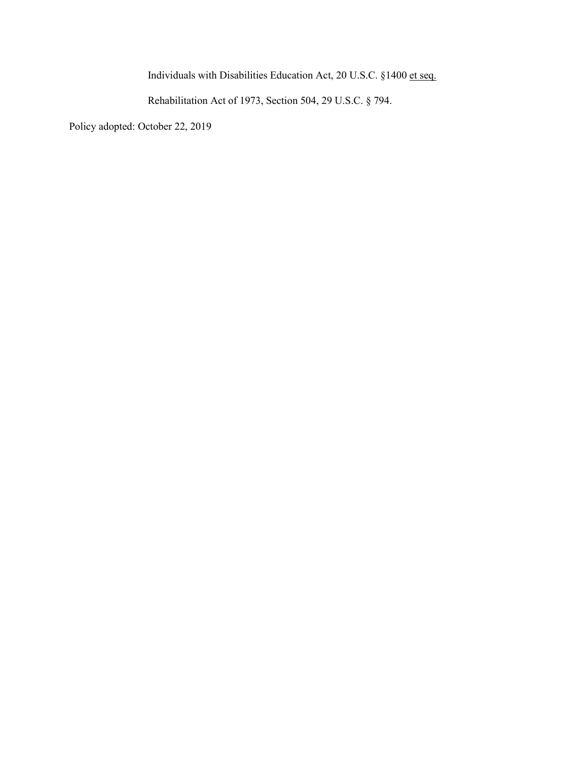Individuals with Disabilities Education Act, 20 U.S.C. §1400 et seq.

Rehabilitation Act of 1973, Section 504, 29 U.S.C. § 794.

Policy adopted: October 22, 2019